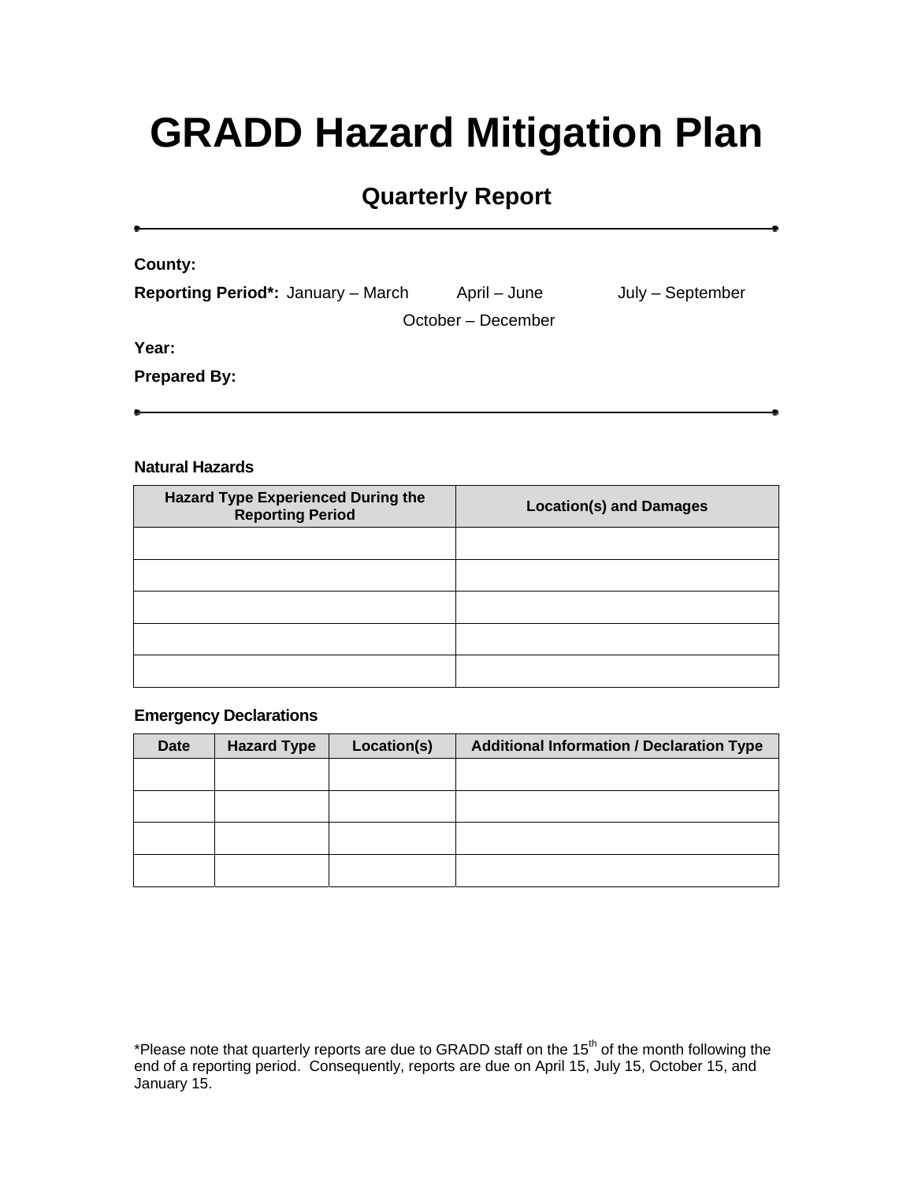# GRADD Hazard Mitigation Plan

## Quarterly Report

---

**County:**

**Reporting Period*:** January – March April – June July – September October – December

**Year:**

**Prepared By:**

---

**Natural Hazards**

| Hazard Type Experienced During the Reporting Period | Location(s) and Damages |
|---|---|
| | |
| | |
| | |
| | |
| | |

**Emergency Declarations**

| Date | Hazard Type | Location(s) | Additional Information / Declaration Type |
|---|---|---|---|
| | | | |
| | | | |
| | | | |
| | | | |

*Please note that quarterly reports are due to GRADD staff on the 15th of the month following the end of a reporting period. Consequently, reports are due on April 15, July 15, October 15, and January 15.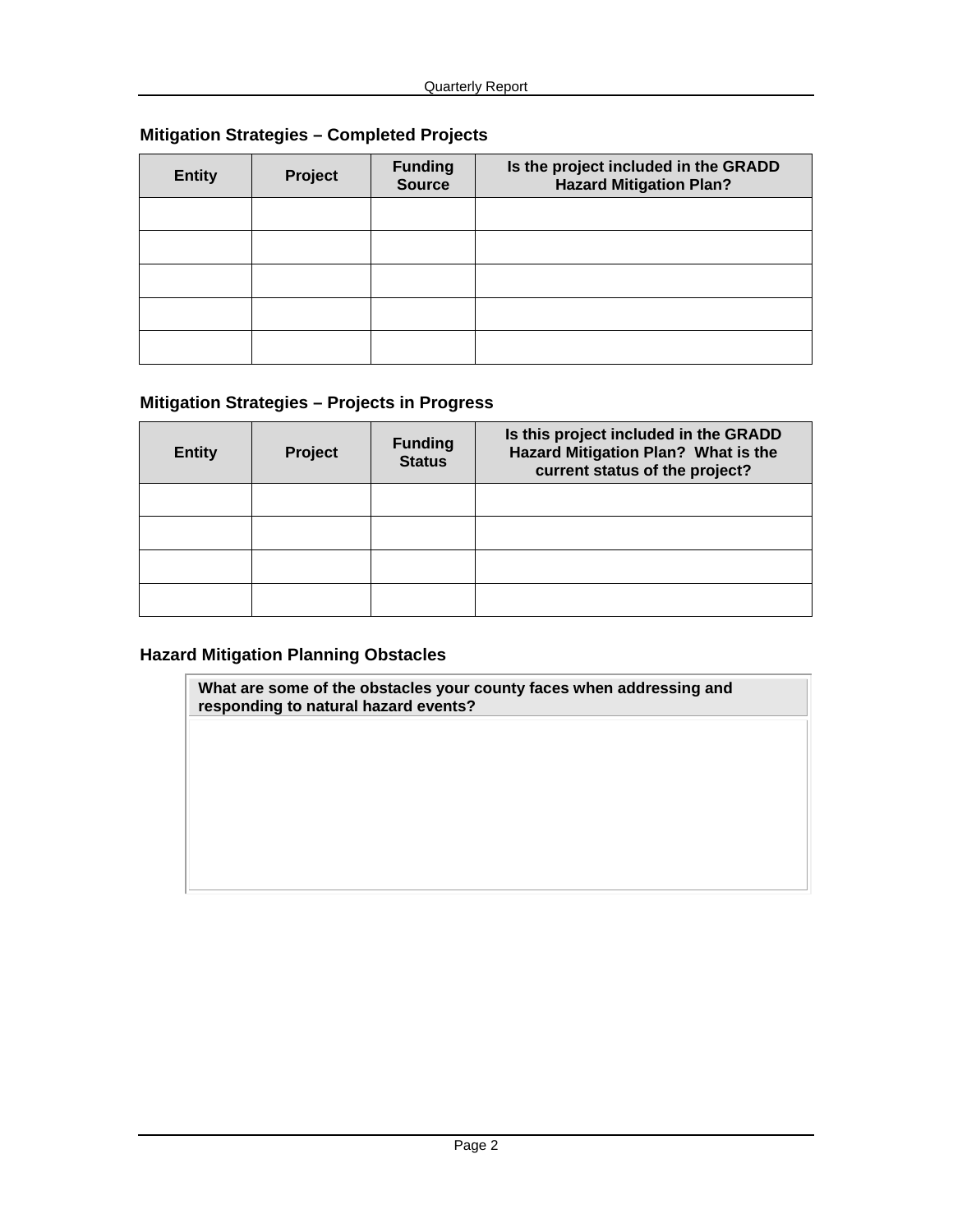## Mitigation Strategies – Completed Projects

| Entity | Project | Funding Source | Is the project included in the GRADD Hazard Mitigation Plan? |
|---|---|---|---|
| | | | |
| | | | |
| | | | |
| | | | |
| | | | |

## Mitigation Strategies – Projects in Progress

| Entity | Project | Funding Status | Is this project included in the GRADD Hazard Mitigation Plan? What is the current status of the project? |
|---|---|---|---|
| | | | |
| | | | |
| | | | |
| | | | |

## Hazard Mitigation Planning Obstacles

| What are some of the obstacles your county faces when addressing and responding to natural hazard events? |
|---|
| |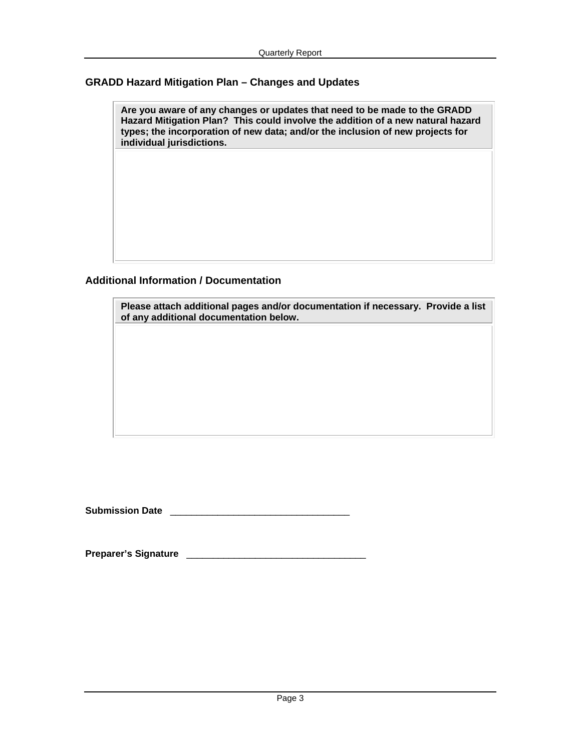## GRADD Hazard Mitigation Plan – Changes and Updates

| **Are you aware of any changes or updates that need to be made to the GRADD Hazard Mitigation Plan? This could involve the addition of a new natural hazard types; the incorporation of new data; and/or the inclusion of new projects for individual jurisdictions.** |
| --- |
| |

## Additional Information / Documentation

| **Please attach additional pages and/or documentation if necessary. Provide a list of any additional documentation below.** |
| --- |
| |

**Submission Date** ___________________________________

**Preparer's Signature** ___________________________________